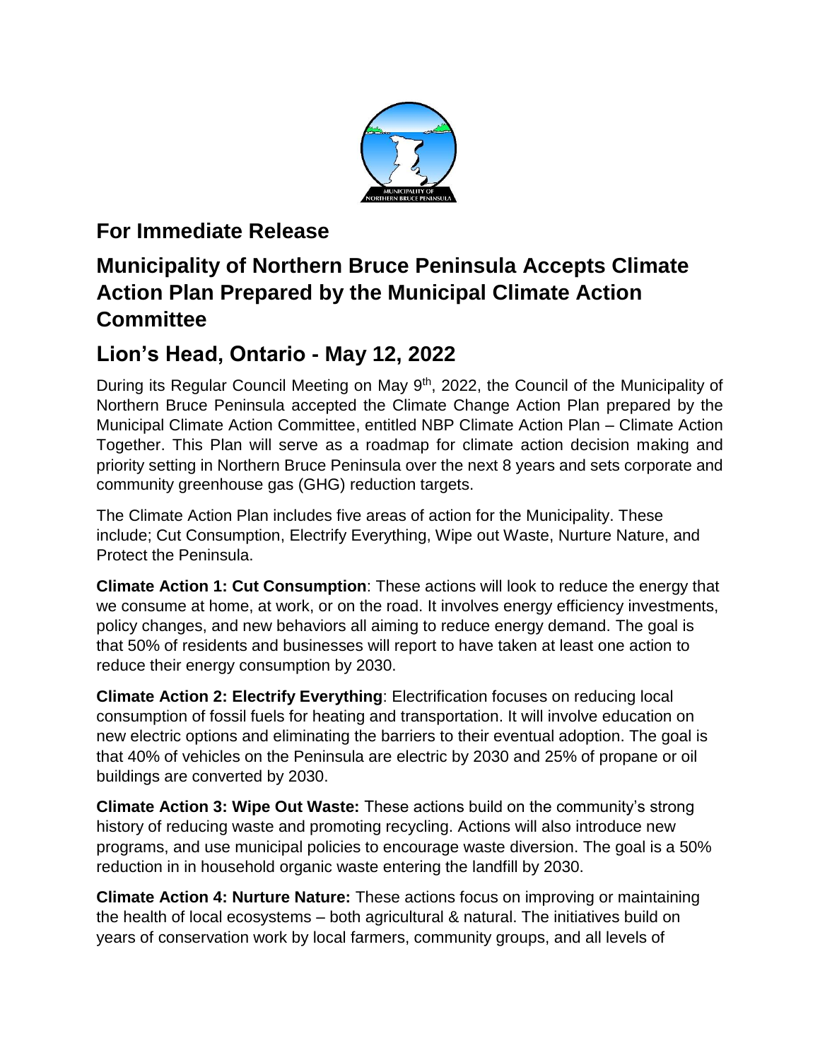## For Immediate Release

## Municipality of Northern Bruce Peninsula Accepts Climate Action Plan Prepared by the Municipal Climate Action Committee

## Lion's Head, Ontario - May 12, 2022

During its Regular Council Meeting on May 9th, 2022, the Council of the Municipality of Northern Bruce Peninsula accepted the Climate Change Action Plan prepared by the Municipal Climate Action Committee, entitled NBP Climate Action Plan – Climate Action Together. This Plan will serve as a roadmap for climate action decision making and priority setting in Northern Bruce Peninsula over the next 8 years and sets corporate and community greenhouse gas (GHG) reduction targets.

The Climate Action Plan includes five areas of action for the Municipality. These include; Cut Consumption, Electrify Everything, Wipe out Waste, Nurture Nature, and Protect the Peninsula.

**Climate Action 1: Cut Consumption**: These actions will look to reduce the energy that we consume at home, at work, or on the road. It involves energy efficiency investments, policy changes, and new behaviors all aiming to reduce energy demand. The goal is that 50% of residents and businesses will report to have taken at least one action to reduce their energy consumption by 2030.

**Climate Action 2: Electrify Everything**: Electrification focuses on reducing local consumption of fossil fuels for heating and transportation. It will involve education on new electric options and eliminating the barriers to their eventual adoption. The goal is that 40% of vehicles on the Peninsula are electric by 2030 and 25% of propane or oil buildings are converted by 2030.

**Climate Action 3: Wipe Out Waste:** These actions build on the community's strong history of reducing waste and promoting recycling. Actions will also introduce new programs, and use municipal policies to encourage waste diversion. The goal is a 50% reduction in in household organic waste entering the landfill by 2030.

**Climate Action 4: Nurture Nature:** These actions focus on improving or maintaining the health of local ecosystems – both agricultural & natural. The initiatives build on years of conservation work by local farmers, community groups, and all levels of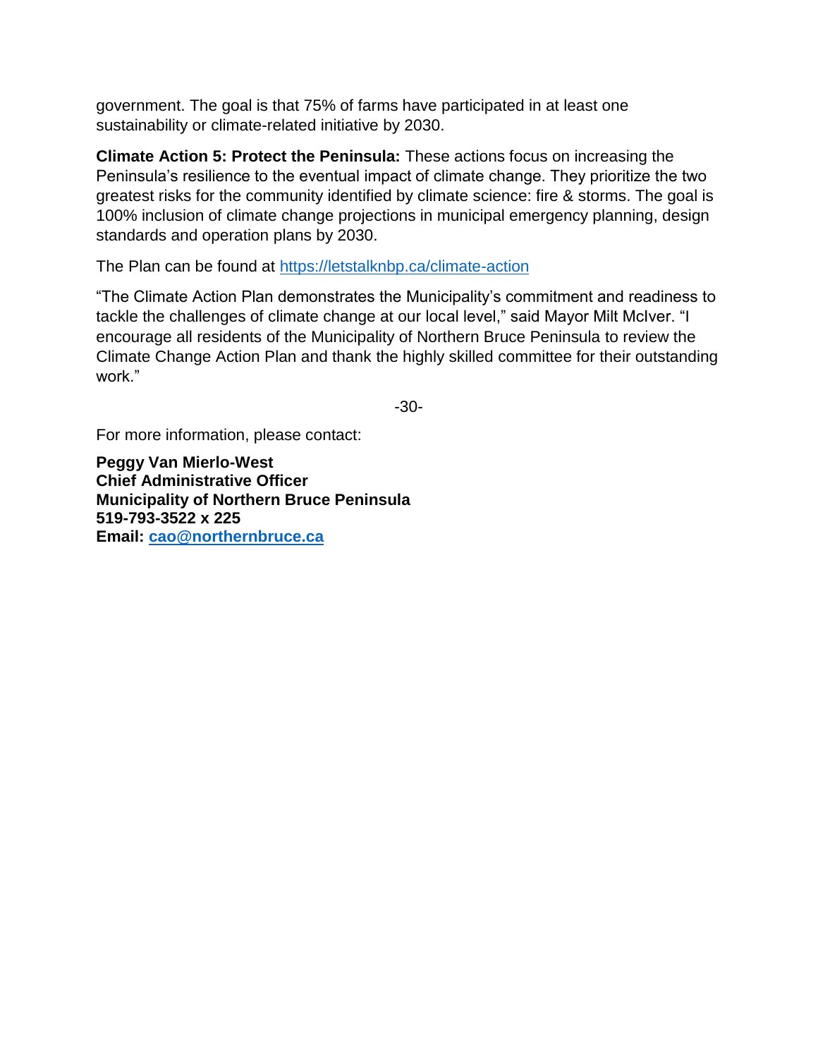government. The goal is that 75% of farms have participated in at least one sustainability or climate-related initiative by 2030.

**Climate Action 5: Protect the Peninsula:** These actions focus on increasing the Peninsula's resilience to the eventual impact of climate change. They prioritize the two greatest risks for the community identified by climate science: fire & storms. The goal is 100% inclusion of climate change projections in municipal emergency planning, design standards and operation plans by 2030.

The Plan can be found at https://letstalknbp.ca/climate-action

"The Climate Action Plan demonstrates the Municipality's commitment and readiness to tackle the challenges of climate change at our local level," said Mayor Milt McIver. "I encourage all residents of the Municipality of Northern Bruce Peninsula to review the Climate Change Action Plan and thank the highly skilled committee for their outstanding work."

-30-

For more information, please contact:

**Peggy Van Mierlo-West**
**Chief Administrative Officer**
**Municipality of Northern Bruce Peninsula**
**519-793-3522 x 225**
**Email: cao@northernbruce.ca**